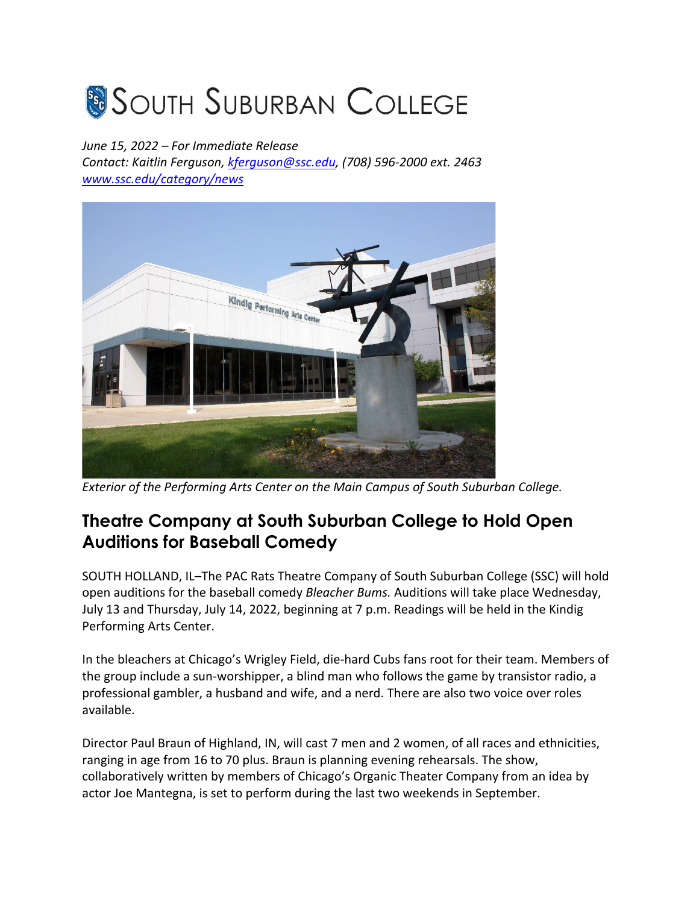# SOUTH SUBURBAN COLLEGE

*June 15, 2022 – For Immediate Release*
*Contact: Kaitlin Ferguson, [kferguson@ssc.edu](mailto:kferguson@ssc.edu), (708) 596-2000 ext. 2463*
*[www.ssc.edu/category/news](http://www.ssc.edu/category/news)*

*Exterior of the Performing Arts Center on the Main Campus of South Suburban College.*

## Theatre Company at South Suburban College to Hold Open Auditions for Baseball Comedy

SOUTH HOLLAND, IL–The PAC Rats Theatre Company of South Suburban College (SSC) will hold open auditions for the baseball comedy *Bleacher Bums.* Auditions will take place Wednesday, July 13 and Thursday, July 14, 2022, beginning at 7 p.m. Readings will be held in the Kindig Performing Arts Center.

In the bleachers at Chicago's Wrigley Field, die-hard Cubs fans root for their team. Members of the group include a sun-worshipper, a blind man who follows the game by transistor radio, a professional gambler, a husband and wife, and a nerd. There are also two voice over roles available.

Director Paul Braun of Highland, IN, will cast 7 men and 2 women, of all races and ethnicities, ranging in age from 16 to 70 plus. Braun is planning evening rehearsals. The show, collaboratively written by members of Chicago's Organic Theater Company from an idea by actor Joe Mantegna, is set to perform during the last two weekends in September.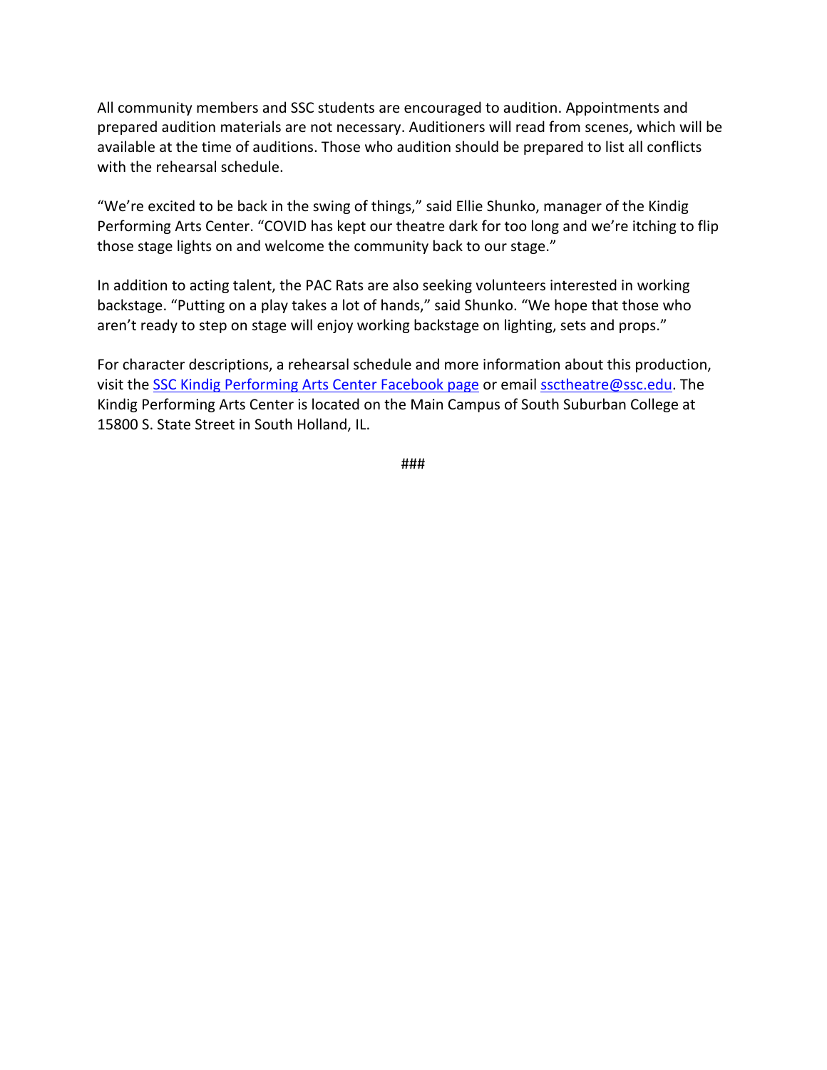All community members and SSC students are encouraged to audition. Appointments and prepared audition materials are not necessary. Auditioners will read from scenes, which will be available at the time of auditions. Those who audition should be prepared to list all conflicts with the rehearsal schedule.

"We're excited to be back in the swing of things," said Ellie Shunko, manager of the Kindig Performing Arts Center. "COVID has kept our theatre dark for too long and we're itching to flip those stage lights on and welcome the community back to our stage."

In addition to acting talent, the PAC Rats are also seeking volunteers interested in working backstage. "Putting on a play takes a lot of hands," said Shunko. "We hope that those who aren't ready to step on stage will enjoy working backstage on lighting, sets and props."

For character descriptions, a rehearsal schedule and more information about this production, visit the SSC Kindig Performing Arts Center Facebook page or email ssctheatre@ssc.edu. The Kindig Performing Arts Center is located on the Main Campus of South Suburban College at 15800 S. State Street in South Holland, IL.

###